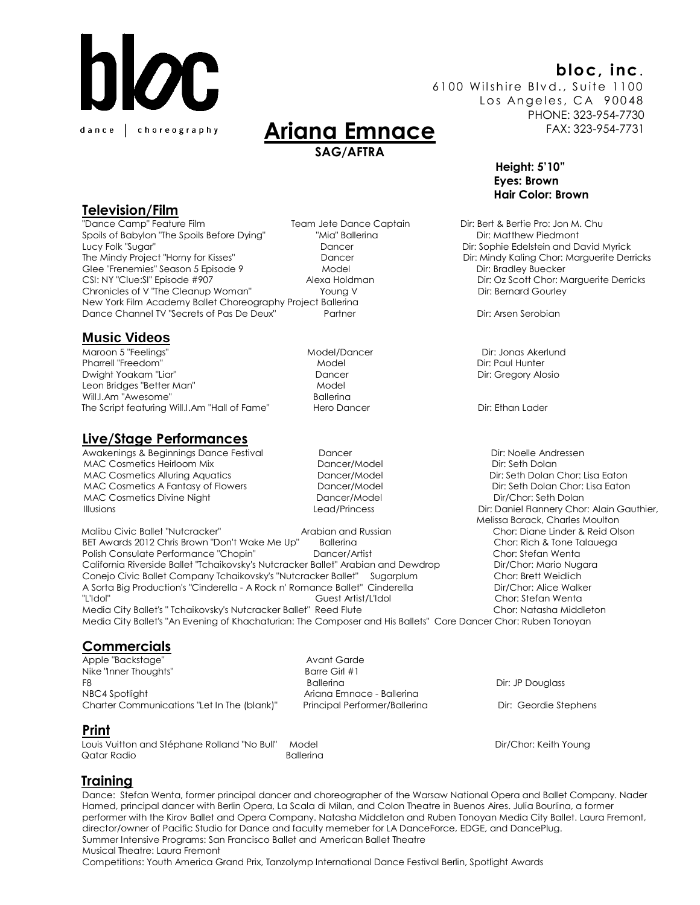**bloc**

dance | choreography

**bloc, inc.**
6100 Wilshire Blvd., Suite 1100
Los Angeles, CA 90048
PHONE: 323-954-7730
FAX: 323-954-7731

# Ariana Emnace

**SAG/AFTRA**

**Height: 5'10"**
**Eyes: Brown**
**Hair Color: Brown**

## Television/Film

| | | |
|---|---|---|
| "Dance Camp" Feature Film | Team Jete Dance Captain | Dir: Bert & Bertie Pro: Jon M. Chu |
| Spoils of Babylon "The Spoils Before Dying" | "Mia" Ballerina | Dir: Matthew Piedmont |
| Lucy Folk "Sugar" | Dancer | Dir: Sophie Edelstein and David Myrick |
| The Mindy Project "Horny for Kisses" | Dancer | Dir: Mindy Kaling Chor: Marguerite Derricks |
| Glee "Frenemies" Season 5 Episode 9 | Model | Dir: Bradley Buecker |
| CSI: NY "Clue:SI" Episode #907 | Alexa Holdman | Dir: Oz Scott Chor: Marguerite Derricks |
| Chronicles of V "The Cleanup Woman" | Young V | Dir: Bernard Gourley |
| New York Film Academy Ballet Choreography Project | Ballerina | |
| Dance Channel TV "Secrets of Pas De Deux" | Partner | Dir: Arsen Serobian |

## Music Videos

| | | |
|---|---|---|
| Maroon 5 "Feelings" | Model/Dancer | Dir: Jonas Akerlund |
| Pharrell "Freedom" | Model | Dir: Paul Hunter |
| Dwight Yoakam "Liar" | Dancer | Dir: Gregory Alosio |
| Leon Bridges "Better Man" | Model | |
| Will.I.Am "Awesome" | Ballerina | |
| The Script featuring Will.I.Am "Hall of Fame" | Hero Dancer | Dir: Ethan Lader |

## Live/Stage Performances

| | | |
|---|---|---|
| Awakenings & Beginnings Dance Festival | Dancer | Dir: Noelle Andressen |
| MAC Cosmetics Heirloom Mix | Dancer/Model | Dir: Seth Dolan |
| MAC Cosmetics Alluring Aquatics | Dancer/Model | Dir: Seth Dolan Chor: Lisa Eaton |
| MAC Cosmetics A Fantasy of Flowers | Dancer/Model | Dir: Seth Dolan Chor: Lisa Eaton |
| MAC Cosmetics Divine Night | Dancer/Model | Dir/Chor: Seth Dolan |
| Illusions | Lead/Princess | Dir: Daniel Flannery Chor: Alain Gauthier, Melissa Barack, Charles Moulton |
| Malibu Civic Ballet "Nutcracker" | Arabian and Russian | Chor: Diane Linder & Reid Olson |
| BET Awards 2012 Chris Brown "Don't Wake Me Up" | Ballerina | Chor: Rich & Tone Talauega |
| Polish Consulate Performance "Chopin" | Dancer/Artist | Chor: Stefan Wenta |
| California Riverside Ballet "Tchaikovsky's Nutcracker Ballet" | Arabian and Dewdrop | Dir/Chor: Mario Nugara |
| Conejo Civic Ballet Company Tchaikovsky's "Nutcracker Ballet" | Sugarplum | Chor: Brett Weidlich |
| A Sorta Big Production's "Cinderella - A Rock n' Romance Ballet" | Cinderella | Dir/Chor: Alice Walker |
| "L'Idol" | Guest Artist/L'Idol | Chor: Stefan Wenta |
| Media City Ballet's " Tchaikovsky's Nutcracker Ballet" | Reed Flute | Chor: Natasha Middleton |
| Media City Ballet's "An Evening of Khachaturian: The Composer and His Ballets" | Core Dancer | Chor: Ruben Tonoyan |

## Commercials

| | | |
|---|---|---|
| Apple "Backstage" | Avant Garde | |
| Nike "Inner Thoughts" | Barre Girl #1 | |
| F8 | Ballerina | Dir: JP Douglass |
| NBC4 Spotlight | Ariana Emnace - Ballerina | |
| Charter Communications "Let In The (blank)" | Principal Performer/Ballerina | Dir: Geordie Stephens |

## Print

| | | |
|---|---|---|
| Louis Vuitton and Stéphane Rolland "No Bull" | Model | Dir/Chor: Keith Young |
| Qatar Radio | Ballerina | |

## Training

Dance: Stefan Wenta, former principal dancer and choreographer of the Warsaw National Opera and Ballet Company. Nader Hamed, principal dancer with Berlin Opera, La Scala di Milan, and Colon Theatre in Buenos Aires. Julia Bourlina, a former performer with the Kirov Ballet and Opera Company. Natasha Middleton and Ruben Tonoyan Media City Ballet. Laura Fremont, director/owner of Pacific Studio for Dance and faculty memeber for LA DanceForce, EDGE, and DancePlug.
Summer Intensive Programs: San Francisco Ballet and American Ballet Theatre
Musical Theatre: Laura Fremont
Competitions: Youth America Grand Prix, Tanzolymp International Dance Festival Berlin, Spotlight Awards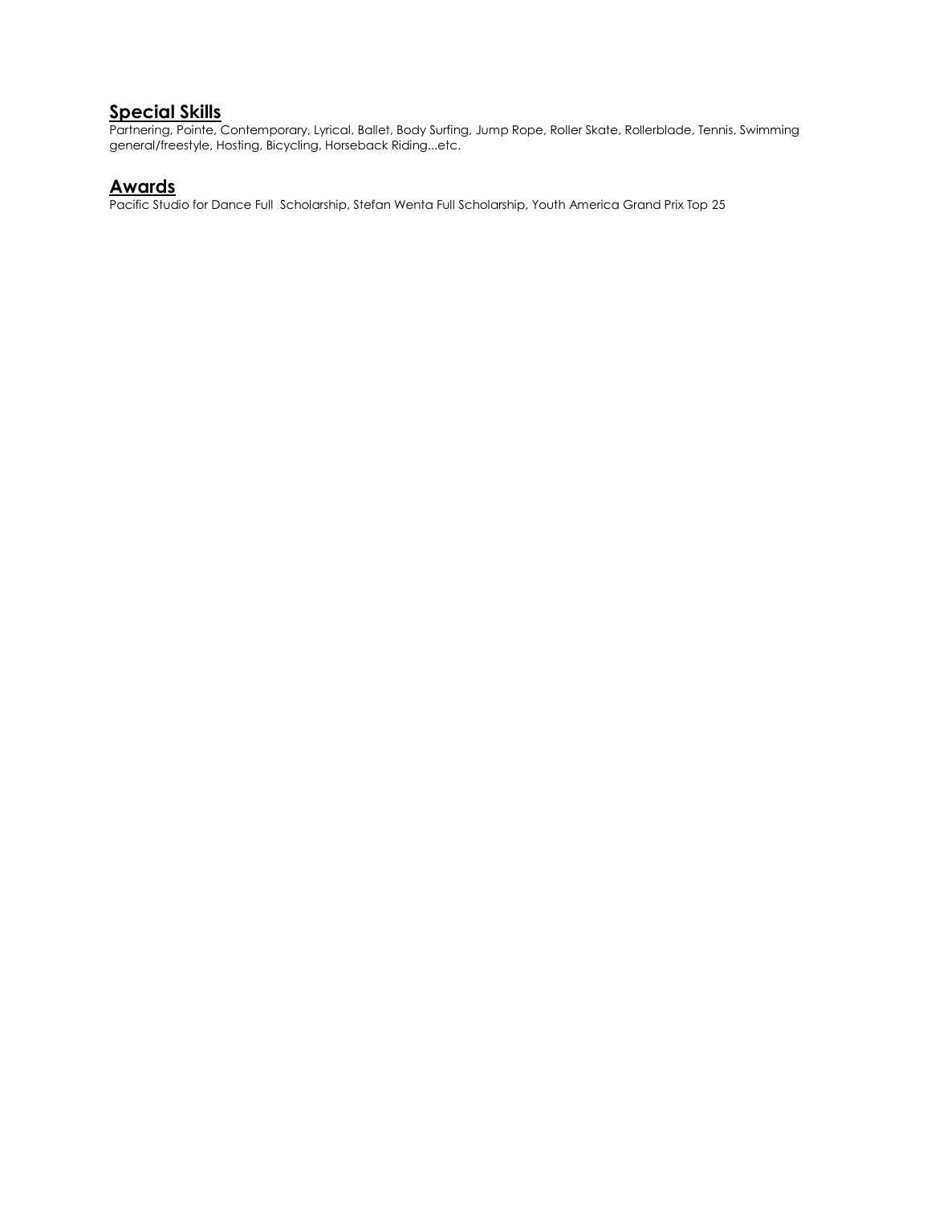## **Special Skills**

Partnering, Pointe, Contemporary, Lyrical, Ballet, Body Surfing, Jump Rope, Roller Skate, Rollerblade, Tennis, Swimming general/freestyle, Hosting, Bicycling, Horseback Riding...etc.

## **Awards**

Pacific Studio for Dance Full Scholarship, Stefan Wenta Full Scholarship, Youth America Grand Prix Top 25